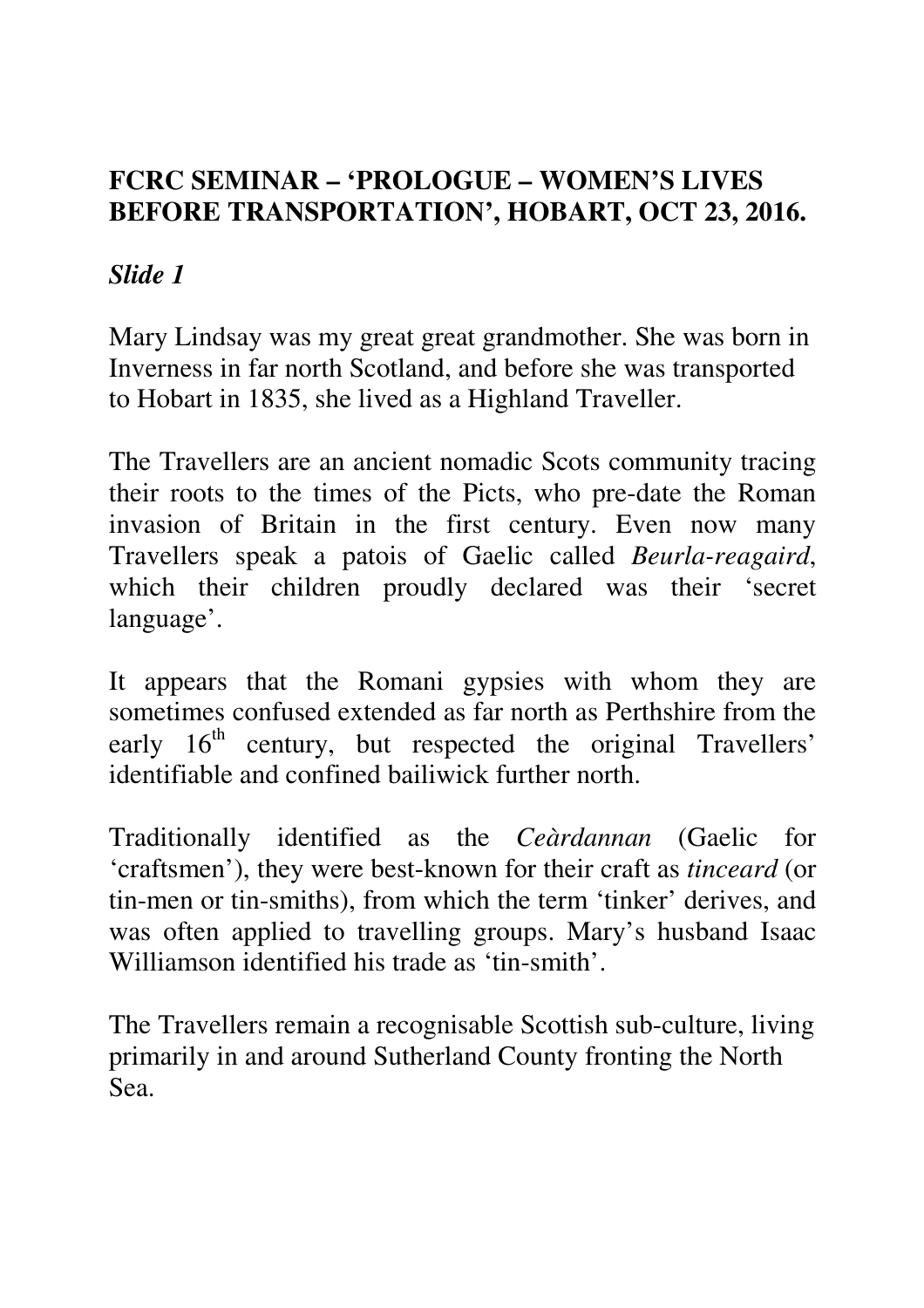# FCRC SEMINAR – 'PROLOGUE – WOMEN'S LIVES BEFORE TRANSPORTATION', HOBART, OCT 23, 2016.

***Slide 1***

Mary Lindsay was my great great grandmother. She was born in Inverness in far north Scotland, and before she was transported to Hobart in 1835, she lived as a Highland Traveller.

The Travellers are an ancient nomadic Scots community tracing their roots to the times of the Picts, who pre-date the Roman invasion of Britain in the first century. Even now many Travellers speak a patois of Gaelic called *Beurla-reagaird*, which their children proudly declared was their 'secret language'.

It appears that the Romani gypsies with whom they are sometimes confused extended as far north as Perthshire from the early 16th century, but respected the original Travellers' identifiable and confined bailiwick further north.

Traditionally identified as the *Ceàrdannan* (Gaelic for 'craftsmen'), they were best-known for their craft as *tinceard* (or tin-men or tin-smiths), from which the term 'tinker' derives, and was often applied to travelling groups. Mary's husband Isaac Williamson identified his trade as 'tin-smith'.

The Travellers remain a recognisable Scottish sub-culture, living primarily in and around Sutherland County fronting the North Sea.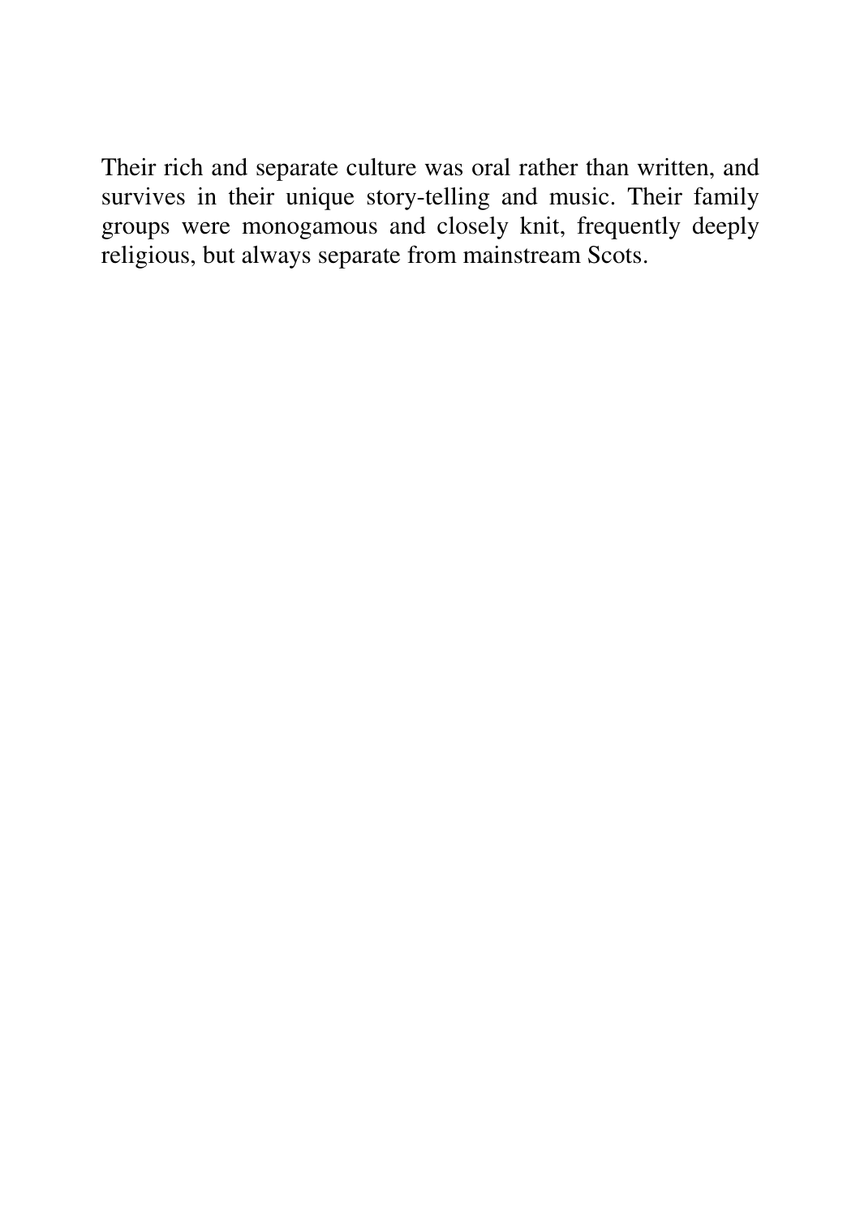Their rich and separate culture was oral rather than written, and survives in their unique story-telling and music. Their family groups were monogamous and closely knit, frequently deeply religious, but always separate from mainstream Scots.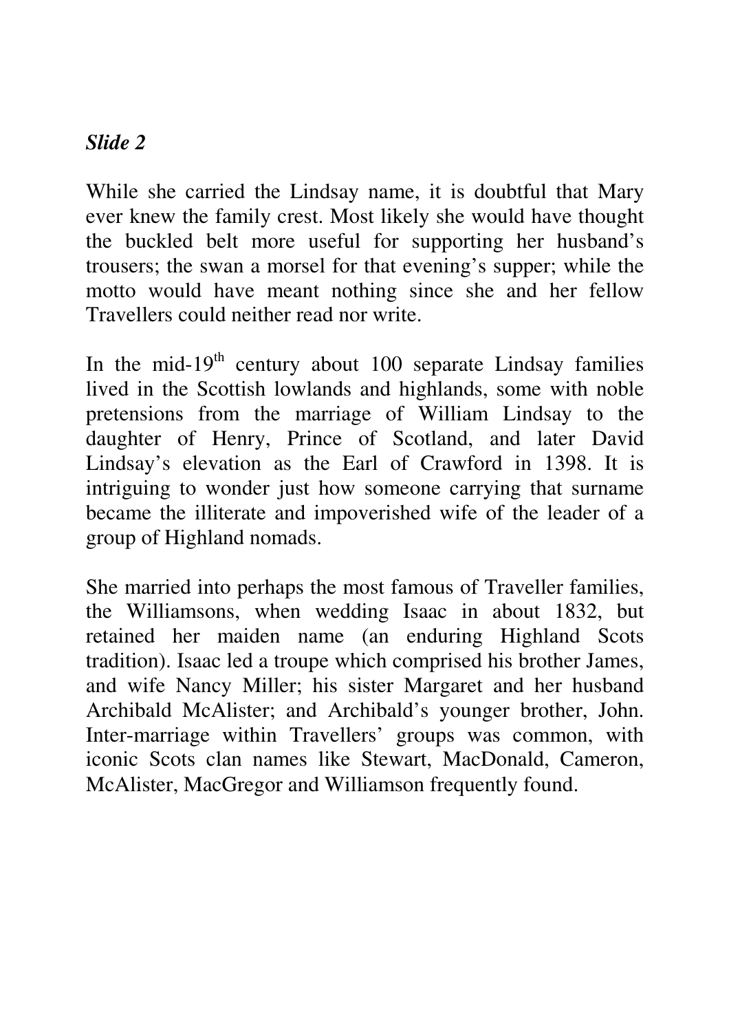*Slide 2*

While she carried the Lindsay name, it is doubtful that Mary ever knew the family crest. Most likely she would have thought the buckled belt more useful for supporting her husband's trousers; the swan a morsel for that evening's supper; while the motto would have meant nothing since she and her fellow Travellers could neither read nor write.

In the mid-19th century about 100 separate Lindsay families lived in the Scottish lowlands and highlands, some with noble pretensions from the marriage of William Lindsay to the daughter of Henry, Prince of Scotland, and later David Lindsay's elevation as the Earl of Crawford in 1398. It is intriguing to wonder just how someone carrying that surname became the illiterate and impoverished wife of the leader of a group of Highland nomads.

She married into perhaps the most famous of Traveller families, the Williamsons, when wedding Isaac in about 1832, but retained her maiden name (an enduring Highland Scots tradition). Isaac led a troupe which comprised his brother James, and wife Nancy Miller; his sister Margaret and her husband Archibald McAlister; and Archibald's younger brother, John. Inter-marriage within Travellers' groups was common, with iconic Scots clan names like Stewart, MacDonald, Cameron, McAlister, MacGregor and Williamson frequently found.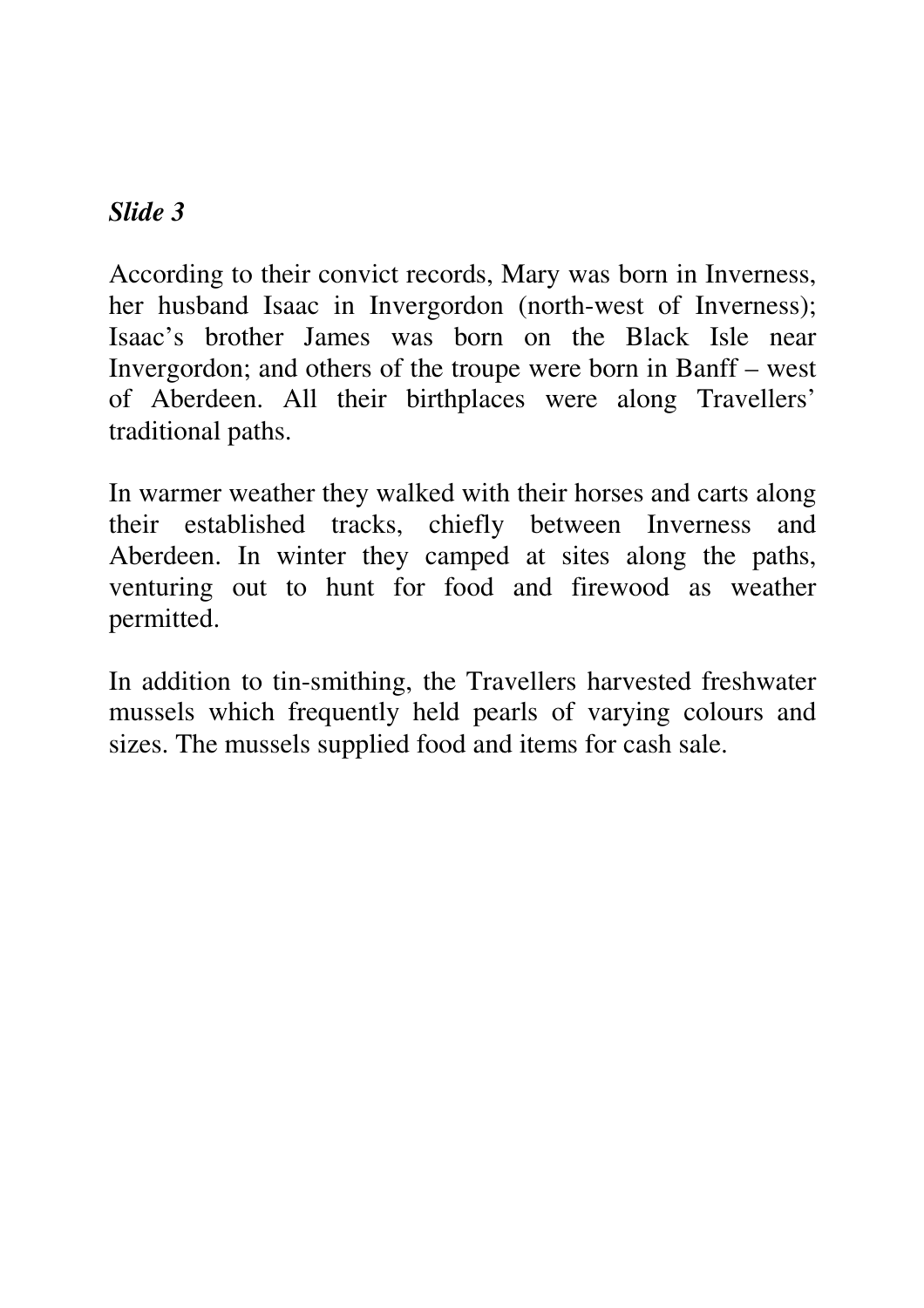***Slide 3***

According to their convict records, Mary was born in Inverness, her husband Isaac in Invergordon (north-west of Inverness); Isaac's brother James was born on the Black Isle near Invergordon; and others of the troupe were born in Banff – west of Aberdeen. All their birthplaces were along Travellers' traditional paths.

In warmer weather they walked with their horses and carts along their established tracks, chiefly between Inverness and Aberdeen. In winter they camped at sites along the paths, venturing out to hunt for food and firewood as weather permitted.

In addition to tin-smithing, the Travellers harvested freshwater mussels which frequently held pearls of varying colours and sizes. The mussels supplied food and items for cash sale.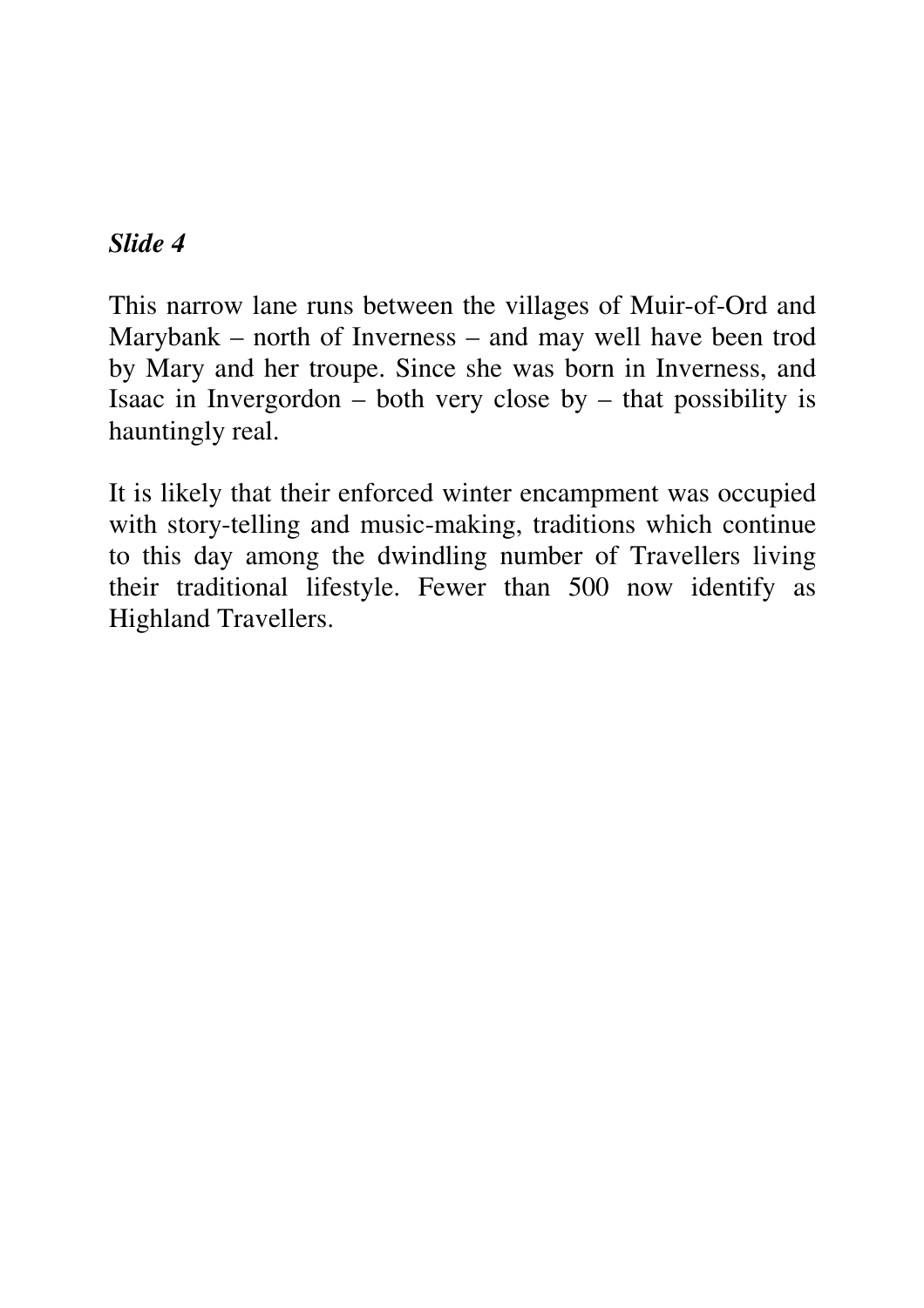*Slide 4*

This narrow lane runs between the villages of Muir-of-Ord and Marybank – north of Inverness – and may well have been trod by Mary and her troupe. Since she was born in Inverness, and Isaac in Invergordon – both very close by – that possibility is hauntingly real.

It is likely that their enforced winter encampment was occupied with story-telling and music-making, traditions which continue to this day among the dwindling number of Travellers living their traditional lifestyle. Fewer than 500 now identify as Highland Travellers.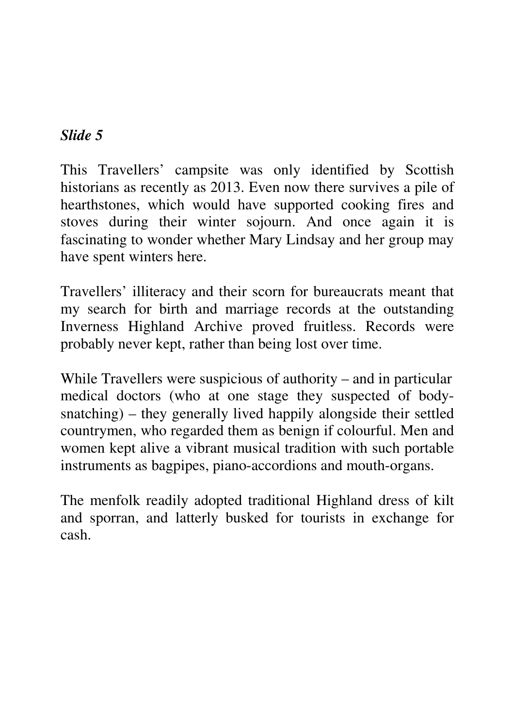***Slide 5***

This Travellers' campsite was only identified by Scottish historians as recently as 2013. Even now there survives a pile of hearthstones, which would have supported cooking fires and stoves during their winter sojourn. And once again it is fascinating to wonder whether Mary Lindsay and her group may have spent winters here.

Travellers' illiteracy and their scorn for bureaucrats meant that my search for birth and marriage records at the outstanding Inverness Highland Archive proved fruitless. Records were probably never kept, rather than being lost over time.

While Travellers were suspicious of authority – and in particular medical doctors (who at one stage they suspected of body-snatching) – they generally lived happily alongside their settled countrymen, who regarded them as benign if colourful. Men and women kept alive a vibrant musical tradition with such portable instruments as bagpipes, piano-accordions and mouth-organs.

The menfolk readily adopted traditional Highland dress of kilt and sporran, and latterly busked for tourists in exchange for cash.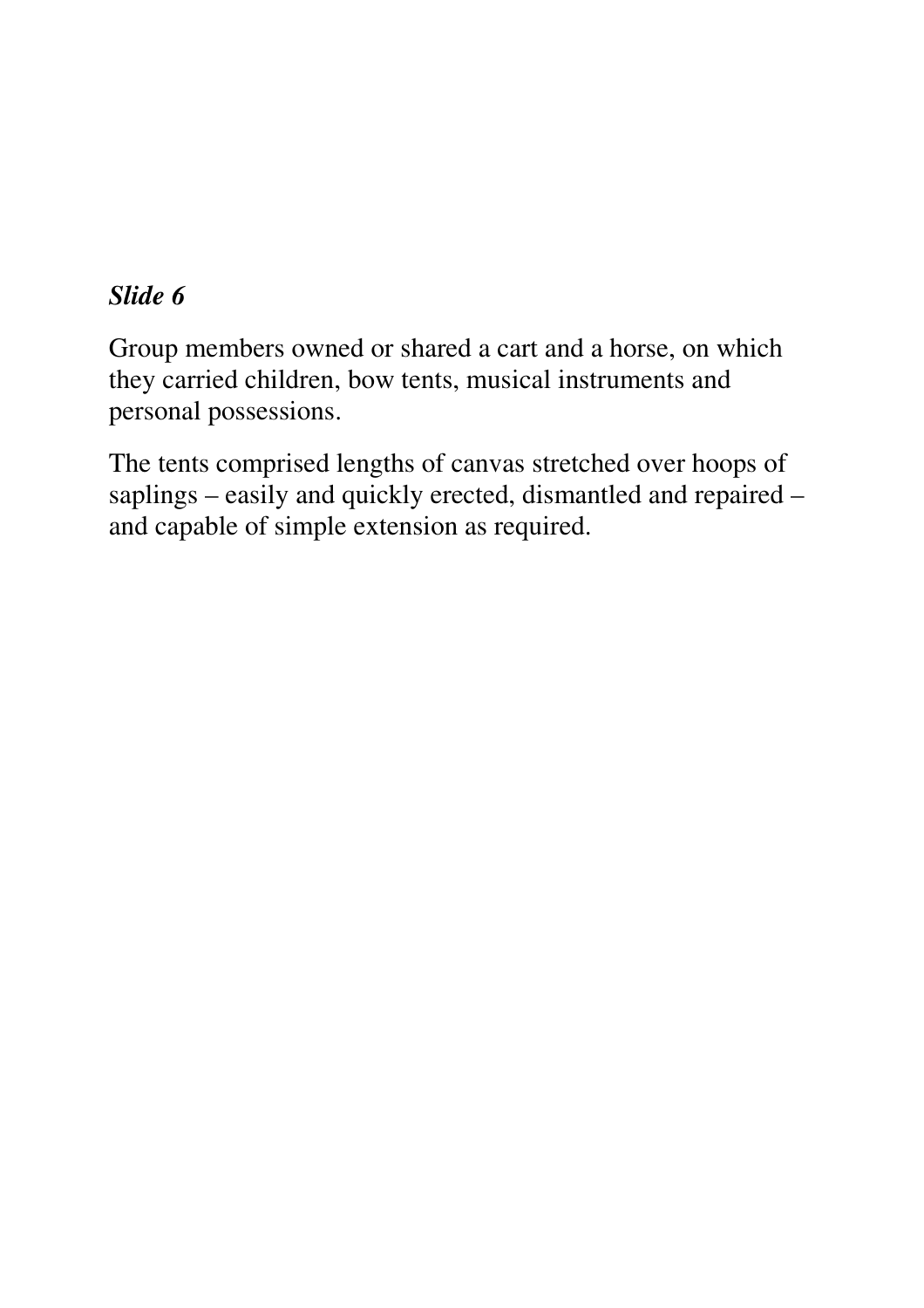***Slide 6***

Group members owned or shared a cart and a horse, on which they carried children, bow tents, musical instruments and personal possessions.

The tents comprised lengths of canvas stretched over hoops of saplings – easily and quickly erected, dismantled and repaired – and capable of simple extension as required.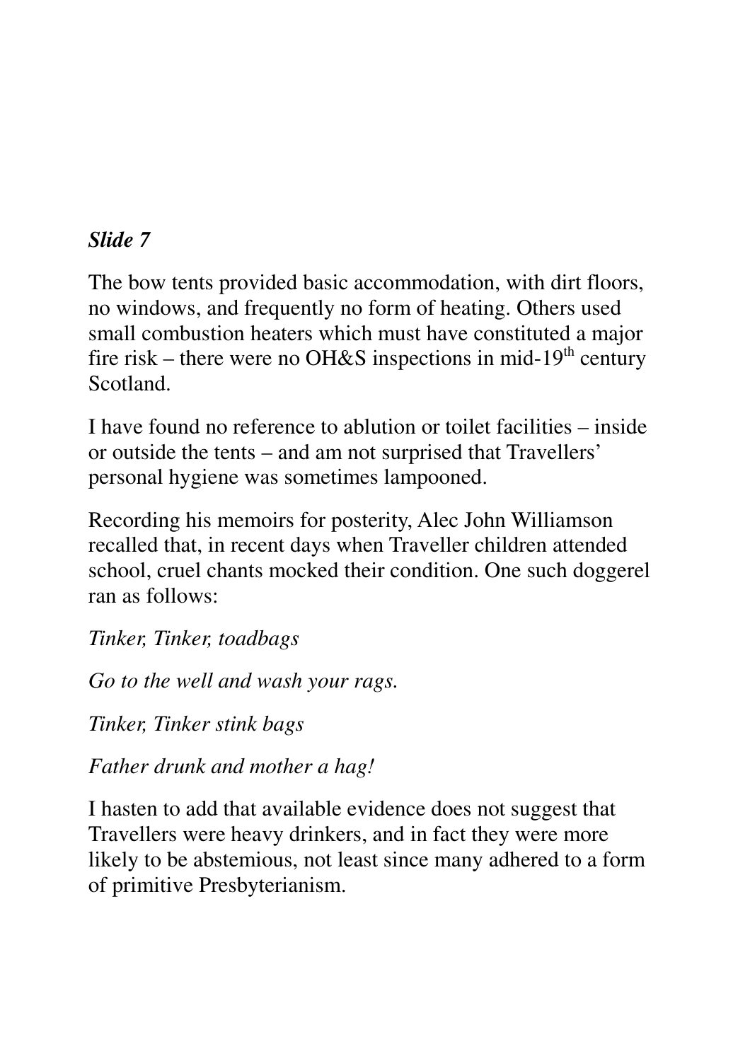*Slide 7*

The bow tents provided basic accommodation, with dirt floors, no windows, and frequently no form of heating. Others used small combustion heaters which must have constituted a major fire risk – there were no OH&S inspections in mid-19th century Scotland.

I have found no reference to ablution or toilet facilities – inside or outside the tents – and am not surprised that Travellers' personal hygiene was sometimes lampooned.

Recording his memoirs for posterity, Alec John Williamson recalled that, in recent days when Traveller children attended school, cruel chants mocked their condition. One such doggerel ran as follows:

*Tinker, Tinker, toadbags*

*Go to the well and wash your rags.*

*Tinker, Tinker stink bags*

*Father drunk and mother a hag!*

I hasten to add that available evidence does not suggest that Travellers were heavy drinkers, and in fact they were more likely to be abstemious, not least since many adhered to a form of primitive Presbyterianism.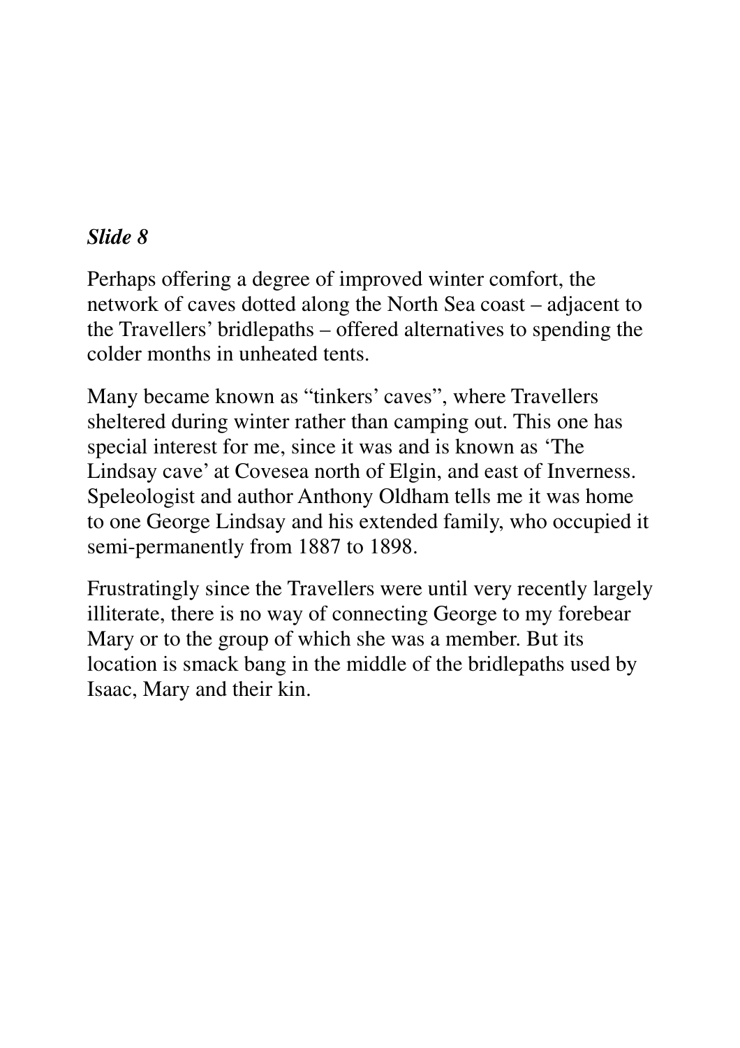*Slide 8*

Perhaps offering a degree of improved winter comfort, the network of caves dotted along the North Sea coast – adjacent to the Travellers' bridlepaths – offered alternatives to spending the colder months in unheated tents.

Many became known as "tinkers' caves", where Travellers sheltered during winter rather than camping out. This one has special interest for me, since it was and is known as 'The Lindsay cave' at Covesea north of Elgin, and east of Inverness. Speleologist and author Anthony Oldham tells me it was home to one George Lindsay and his extended family, who occupied it semi-permanently from 1887 to 1898.

Frustratingly since the Travellers were until very recently largely illiterate, there is no way of connecting George to my forebear Mary or to the group of which she was a member. But its location is smack bang in the middle of the bridlepaths used by Isaac, Mary and their kin.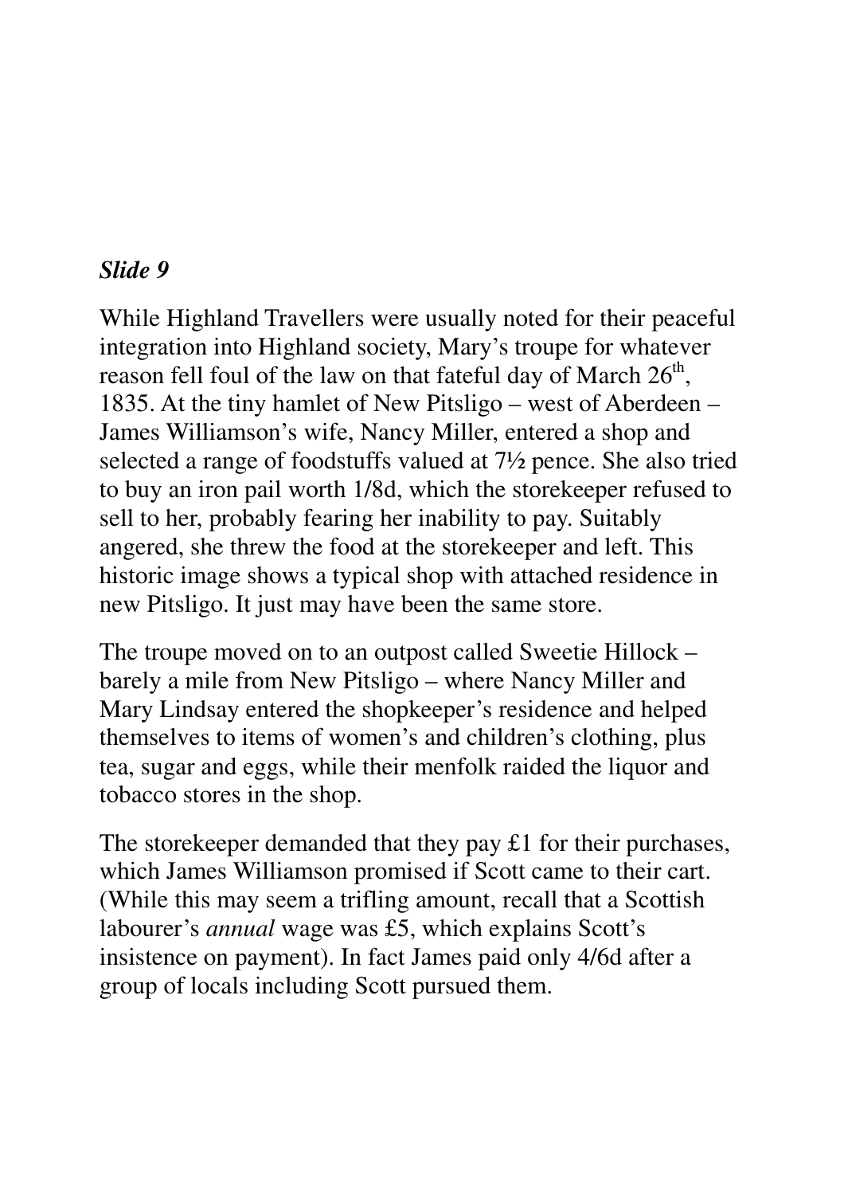*Slide 9*

While Highland Travellers were usually noted for their peaceful integration into Highland society, Mary's troupe for whatever reason fell foul of the law on that fateful day of March 26$^{th}$, 1835. At the tiny hamlet of New Pitsligo – west of Aberdeen – James Williamson's wife, Nancy Miller, entered a shop and selected a range of foodstuffs valued at 7½ pence. She also tried to buy an iron pail worth 1/8d, which the storekeeper refused to sell to her, probably fearing her inability to pay. Suitably angered, she threw the food at the storekeeper and left. This historic image shows a typical shop with attached residence in new Pitsligo. It just may have been the same store.

The troupe moved on to an outpost called Sweetie Hillock – barely a mile from New Pitsligo – where Nancy Miller and Mary Lindsay entered the shopkeeper's residence and helped themselves to items of women's and children's clothing, plus tea, sugar and eggs, while their menfolk raided the liquor and tobacco stores in the shop.

The storekeeper demanded that they pay £1 for their purchases, which James Williamson promised if Scott came to their cart. (While this may seem a trifling amount, recall that a Scottish labourer's *annual* wage was £5, which explains Scott's insistence on payment). In fact James paid only 4/6d after a group of locals including Scott pursued them.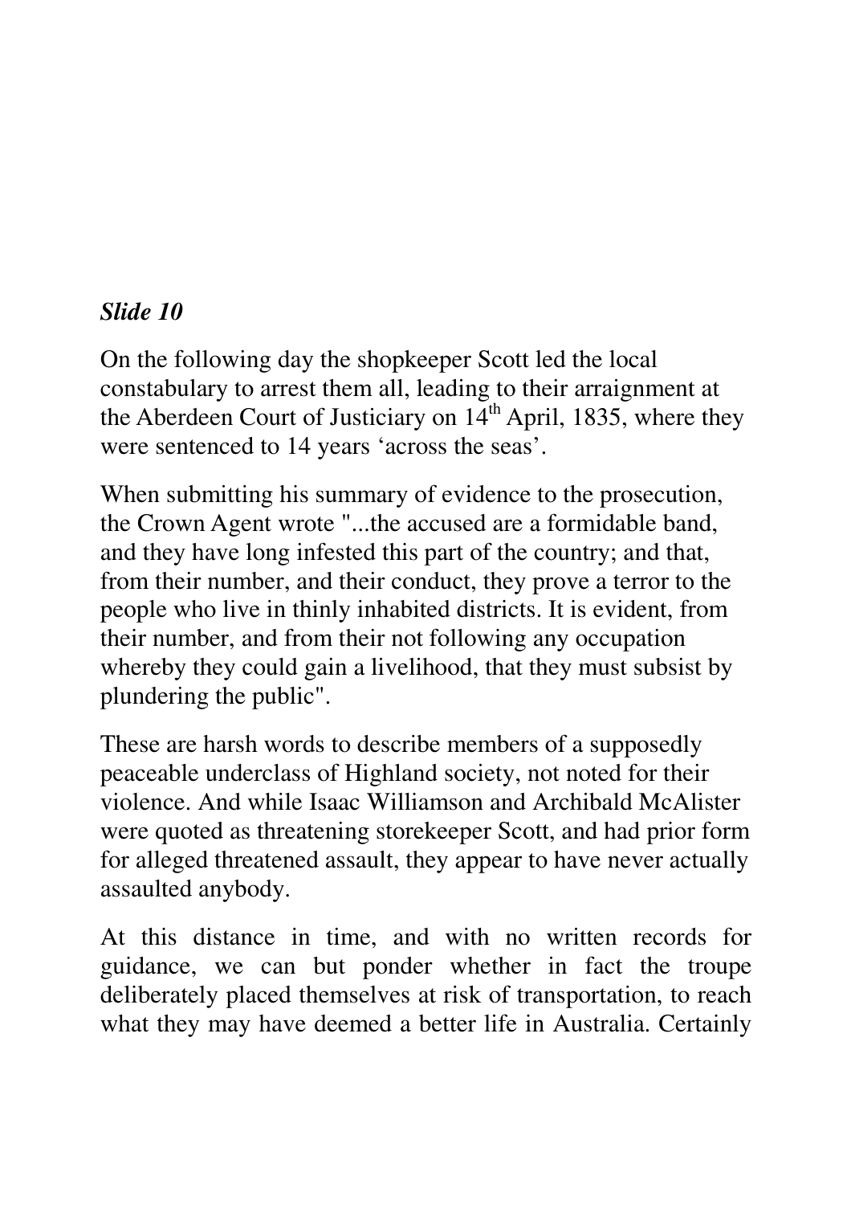***Slide 10***

On the following day the shopkeeper Scott led the local constabulary to arrest them all, leading to their arraignment at the Aberdeen Court of Justiciary on 14th April, 1835, where they were sentenced to 14 years 'across the seas'.

When submitting his summary of evidence to the prosecution, the Crown Agent wrote "...the accused are a formidable band, and they have long infested this part of the country; and that, from their number, and their conduct, they prove a terror to the people who live in thinly inhabited districts. It is evident, from their number, and from their not following any occupation whereby they could gain a livelihood, that they must subsist by plundering the public".

These are harsh words to describe members of a supposedly peaceable underclass of Highland society, not noted for their violence. And while Isaac Williamson and Archibald McAlister were quoted as threatening storekeeper Scott, and had prior form for alleged threatened assault, they appear to have never actually assaulted anybody.

At this distance in time, and with no written records for guidance, we can but ponder whether in fact the troupe deliberately placed themselves at risk of transportation, to reach what they may have deemed a better life in Australia. Certainly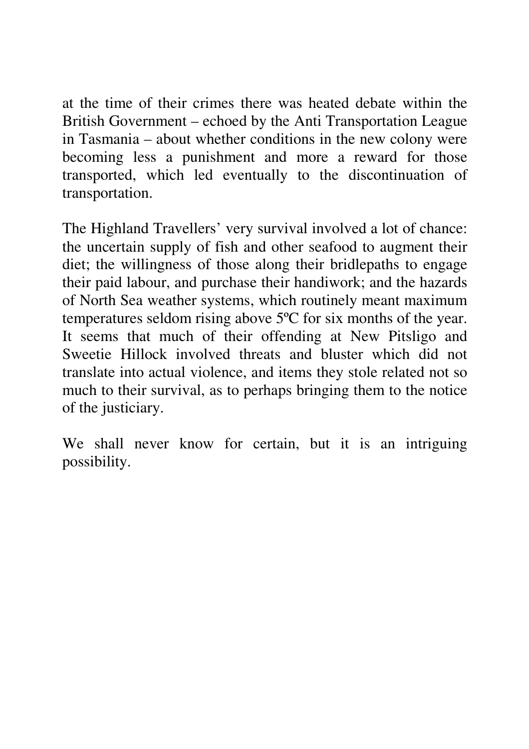at the time of their crimes there was heated debate within the British Government – echoed by the Anti Transportation League in Tasmania – about whether conditions in the new colony were becoming less a punishment and more a reward for those transported, which led eventually to the discontinuation of transportation.

The Highland Travellers' very survival involved a lot of chance: the uncertain supply of fish and other seafood to augment their diet; the willingness of those along their bridlepaths to engage their paid labour, and purchase their handiwork; and the hazards of North Sea weather systems, which routinely meant maximum temperatures seldom rising above 5ºC for six months of the year. It seems that much of their offending at New Pitsligo and Sweetie Hillock involved threats and bluster which did not translate into actual violence, and items they stole related not so much to their survival, as to perhaps bringing them to the notice of the justiciary.

We shall never know for certain, but it is an intriguing possibility.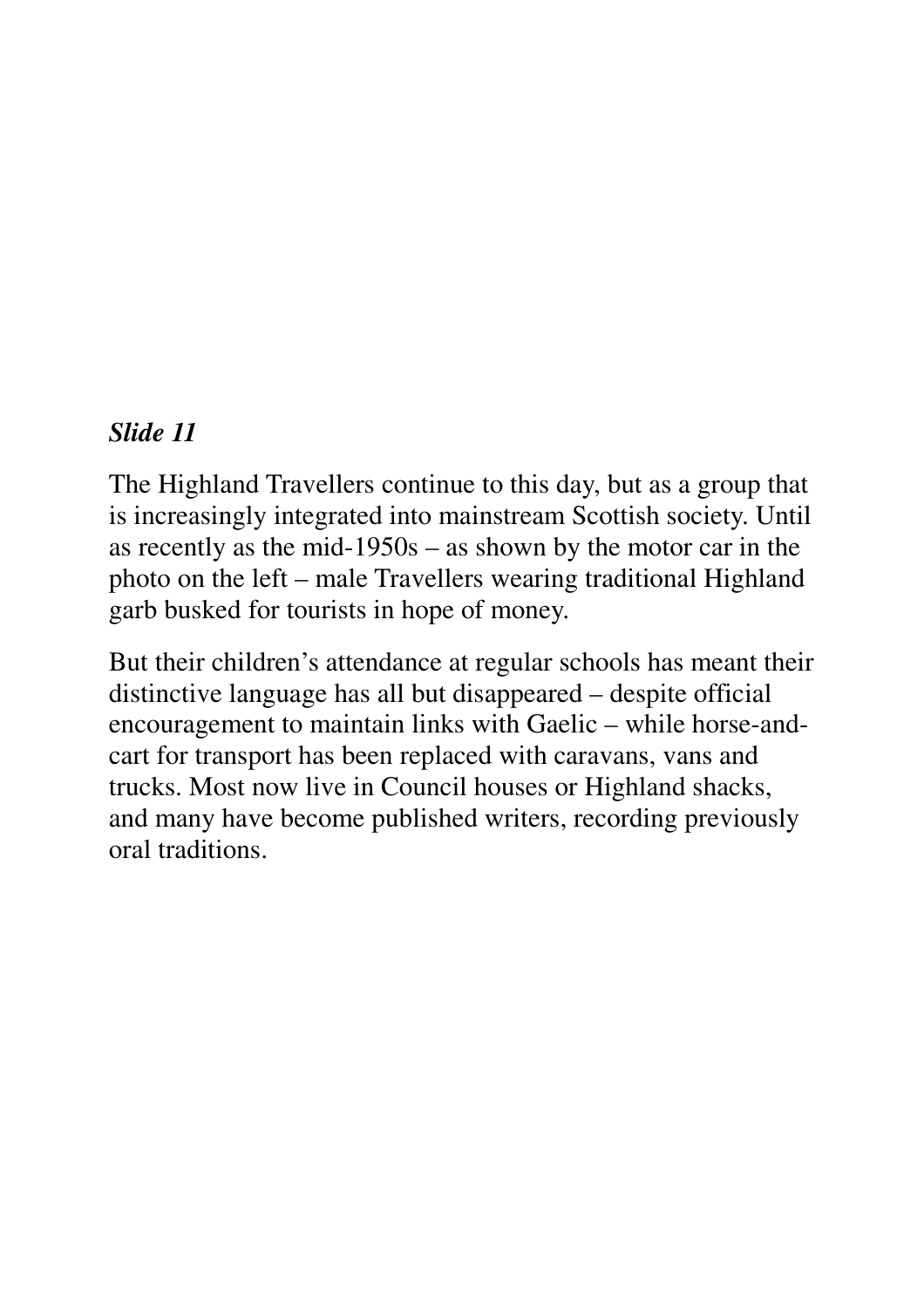***Slide 11***

The Highland Travellers continue to this day, but as a group that is increasingly integrated into mainstream Scottish society. Until as recently as the mid-1950s – as shown by the motor car in the photo on the left – male Travellers wearing traditional Highland garb busked for tourists in hope of money.

But their children's attendance at regular schools has meant their distinctive language has all but disappeared – despite official encouragement to maintain links with Gaelic – while horse-and-cart for transport has been replaced with caravans, vans and trucks. Most now live in Council houses or Highland shacks, and many have become published writers, recording previously oral traditions.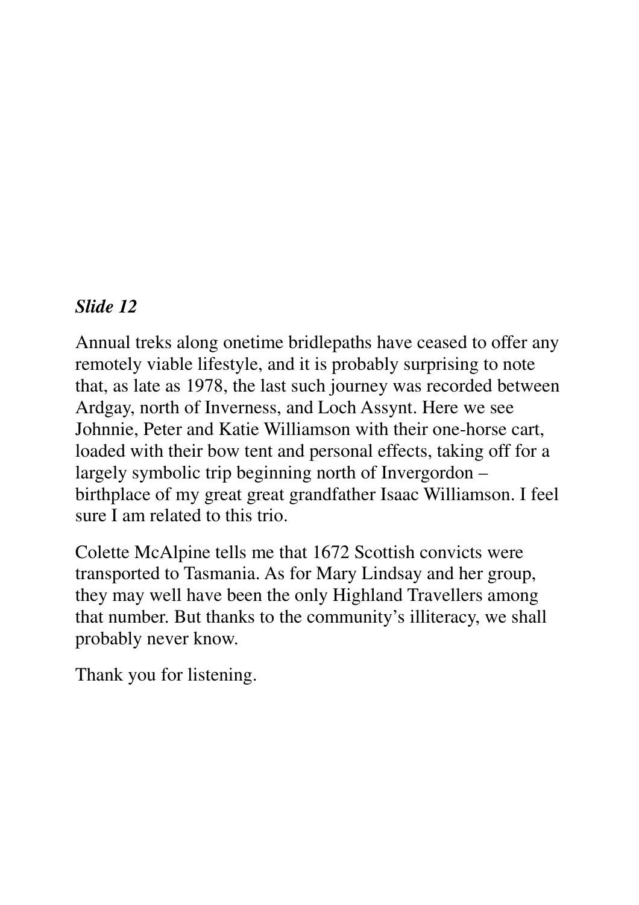*Slide 12*

Annual treks along onetime bridlepaths have ceased to offer any remotely viable lifestyle, and it is probably surprising to note that, as late as 1978, the last such journey was recorded between Ardgay, north of Inverness, and Loch Assynt. Here we see Johnnie, Peter and Katie Williamson with their one-horse cart, loaded with their bow tent and personal effects, taking off for a largely symbolic trip beginning north of Invergordon – birthplace of my great great grandfather Isaac Williamson. I feel sure I am related to this trio.

Colette McAlpine tells me that 1672 Scottish convicts were transported to Tasmania. As for Mary Lindsay and her group, they may well have been the only Highland Travellers among that number. But thanks to the community's illiteracy, we shall probably never know.

Thank you for listening.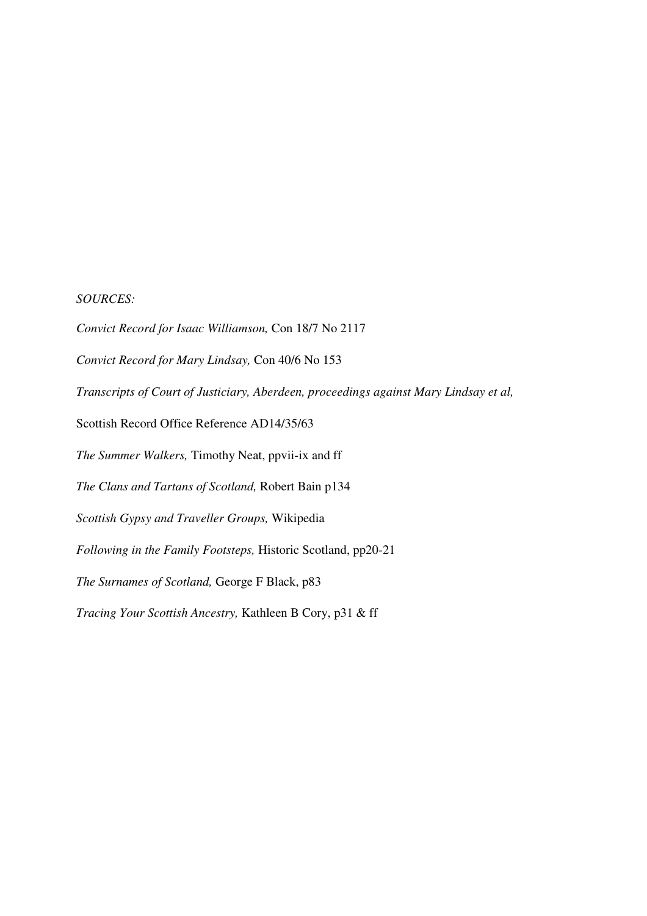*SOURCES:*

*Convict Record for Isaac Williamson,* Con 18/7 No 2117

*Convict Record for Mary Lindsay,* Con 40/6 No 153

*Transcripts of Court of Justiciary, Aberdeen, proceedings against Mary Lindsay et al,*

Scottish Record Office Reference AD14/35/63

*The Summer Walkers,* Timothy Neat, ppvii-ix and ff

*The Clans and Tartans of Scotland,* Robert Bain p134

*Scottish Gypsy and Traveller Groups,* Wikipedia

*Following in the Family Footsteps,* Historic Scotland, pp20-21

*The Surnames of Scotland,* George F Black, p83

*Tracing Your Scottish Ancestry,* Kathleen B Cory, p31 & ff